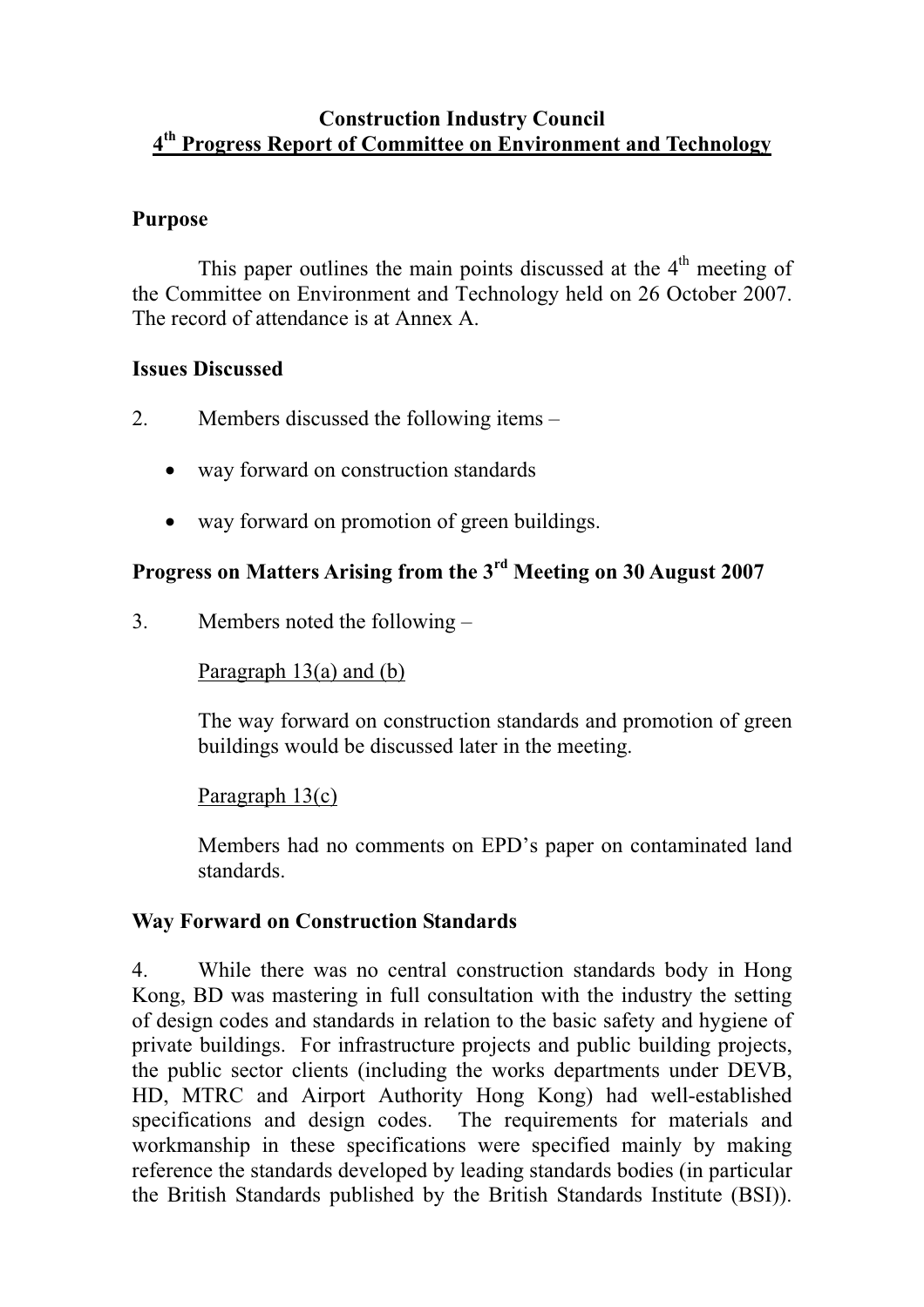# Construction Industry Council
## 4th Progress Report of Committee on Environment and Technology

### Purpose

This paper outlines the main points discussed at the 4th meeting of the Committee on Environment and Technology held on 26 October 2007. The record of attendance is at Annex A.

### Issues Discussed

2. Members discussed the following items –

- way forward on construction standards
- way forward on promotion of green buildings.

### Progress on Matters Arising from the 3rd Meeting on 30 August 2007

3. Members noted the following –

Paragraph 13(a) and (b)

The way forward on construction standards and promotion of green buildings would be discussed later in the meeting.

Paragraph 13(c)

Members had no comments on EPD's paper on contaminated land standards.

### Way Forward on Construction Standards

4. While there was no central construction standards body in Hong Kong, BD was mastering in full consultation with the industry the setting of design codes and standards in relation to the basic safety and hygiene of private buildings. For infrastructure projects and public building projects, the public sector clients (including the works departments under DEVB, HD, MTRC and Airport Authority Hong Kong) had well-established specifications and design codes. The requirements for materials and workmanship in these specifications were specified mainly by making reference the standards developed by leading standards bodies (in particular the British Standards published by the British Standards Institute (BSI)).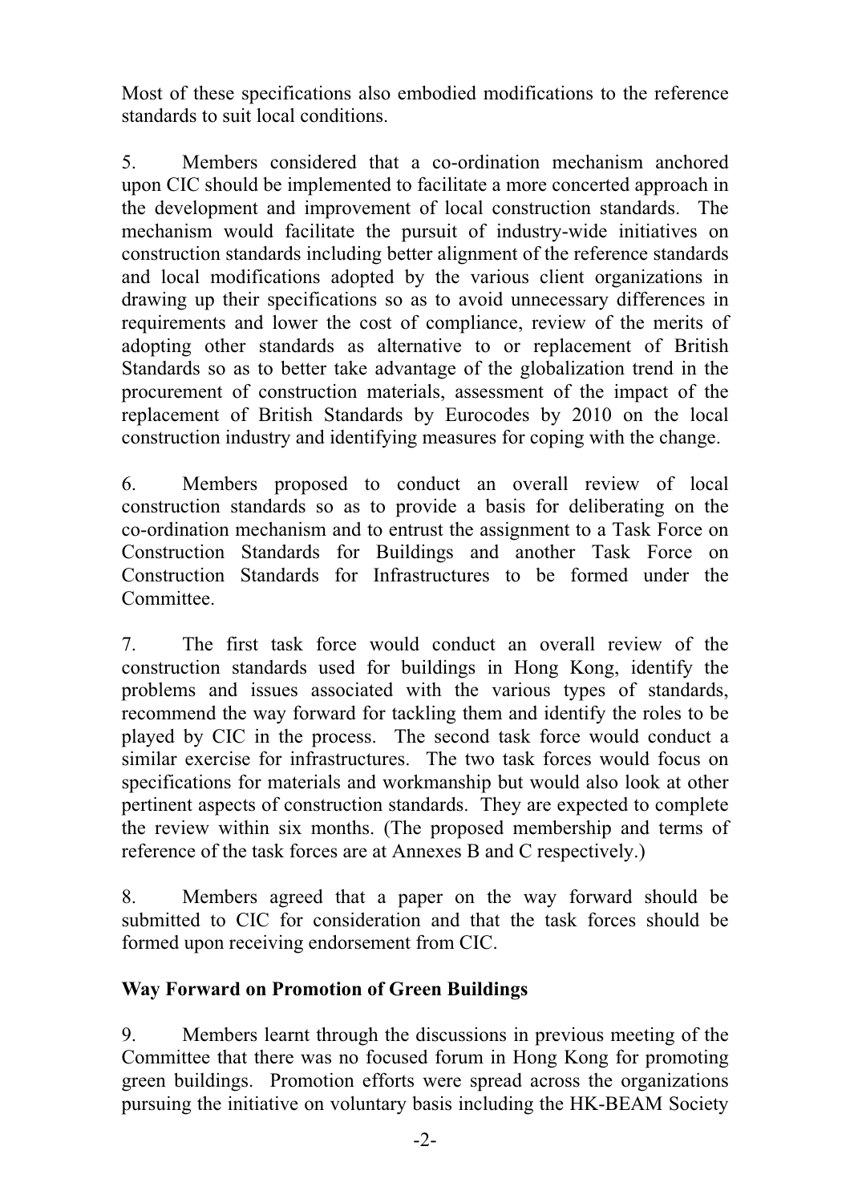Most of these specifications also embodied modifications to the reference standards to suit local conditions.

5. Members considered that a co-ordination mechanism anchored upon CIC should be implemented to facilitate a more concerted approach in the development and improvement of local construction standards. The mechanism would facilitate the pursuit of industry-wide initiatives on construction standards including better alignment of the reference standards and local modifications adopted by the various client organizations in drawing up their specifications so as to avoid unnecessary differences in requirements and lower the cost of compliance, review of the merits of adopting other standards as alternative to or replacement of British Standards so as to better take advantage of the globalization trend in the procurement of construction materials, assessment of the impact of the replacement of British Standards by Eurocodes by 2010 on the local construction industry and identifying measures for coping with the change.

6. Members proposed to conduct an overall review of local construction standards so as to provide a basis for deliberating on the co-ordination mechanism and to entrust the assignment to a Task Force on Construction Standards for Buildings and another Task Force on Construction Standards for Infrastructures to be formed under the Committee.

7. The first task force would conduct an overall review of the construction standards used for buildings in Hong Kong, identify the problems and issues associated with the various types of standards, recommend the way forward for tackling them and identify the roles to be played by CIC in the process. The second task force would conduct a similar exercise for infrastructures. The two task forces would focus on specifications for materials and workmanship but would also look at other pertinent aspects of construction standards. They are expected to complete the review within six months. (The proposed membership and terms of reference of the task forces are at Annexes B and C respectively.)

8. Members agreed that a paper on the way forward should be submitted to CIC for consideration and that the task forces should be formed upon receiving endorsement from CIC.

**Way Forward on Promotion of Green Buildings**

9. Members learnt through the discussions in previous meeting of the Committee that there was no focused forum in Hong Kong for promoting green buildings. Promotion efforts were spread across the organizations pursuing the initiative on voluntary basis including the HK-BEAM Society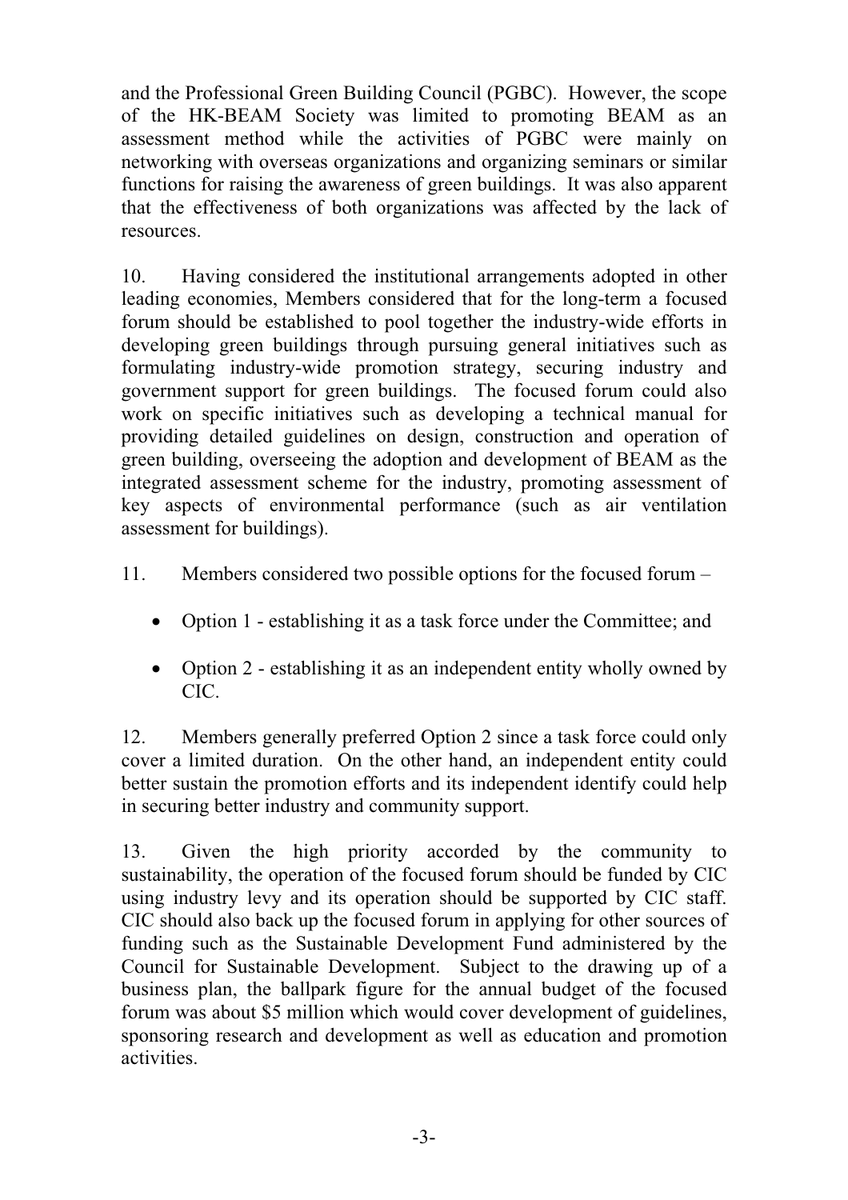and the Professional Green Building Council (PGBC). However, the scope of the HK-BEAM Society was limited to promoting BEAM as an assessment method while the activities of PGBC were mainly on networking with overseas organizations and organizing seminars or similar functions for raising the awareness of green buildings. It was also apparent that the effectiveness of both organizations was affected by the lack of resources.

10. Having considered the institutional arrangements adopted in other leading economies, Members considered that for the long-term a focused forum should be established to pool together the industry-wide efforts in developing green buildings through pursuing general initiatives such as formulating industry-wide promotion strategy, securing industry and government support for green buildings. The focused forum could also work on specific initiatives such as developing a technical manual for providing detailed guidelines on design, construction and operation of green building, overseeing the adoption and development of BEAM as the integrated assessment scheme for the industry, promoting assessment of key aspects of environmental performance (such as air ventilation assessment for buildings).

11. Members considered two possible options for the focused forum –

- Option 1 - establishing it as a task force under the Committee; and
- Option 2 - establishing it as an independent entity wholly owned by CIC.

12. Members generally preferred Option 2 since a task force could only cover a limited duration. On the other hand, an independent entity could better sustain the promotion efforts and its independent identify could help in securing better industry and community support.

13. Given the high priority accorded by the community to sustainability, the operation of the focused forum should be funded by CIC using industry levy and its operation should be supported by CIC staff. CIC should also back up the focused forum in applying for other sources of funding such as the Sustainable Development Fund administered by the Council for Sustainable Development. Subject to the drawing up of a business plan, the ballpark figure for the annual budget of the focused forum was about $5 million which would cover development of guidelines, sponsoring research and development as well as education and promotion activities.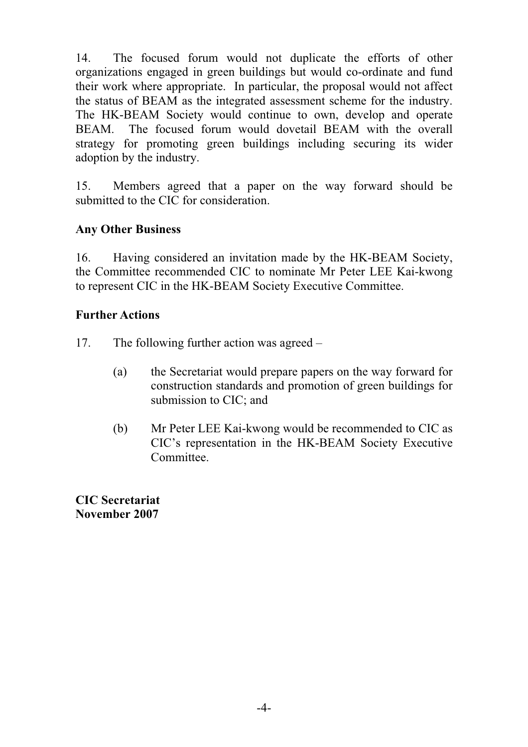14. The focused forum would not duplicate the efforts of other organizations engaged in green buildings but would co-ordinate and fund their work where appropriate. In particular, the proposal would not affect the status of BEAM as the integrated assessment scheme for the industry. The HK-BEAM Society would continue to own, develop and operate BEAM. The focused forum would dovetail BEAM with the overall strategy for promoting green buildings including securing its wider adoption by the industry.

15. Members agreed that a paper on the way forward should be submitted to the CIC for consideration.

**Any Other Business**

16. Having considered an invitation made by the HK-BEAM Society, the Committee recommended CIC to nominate Mr Peter LEE Kai-kwong to represent CIC in the HK-BEAM Society Executive Committee.

**Further Actions**

17. The following further action was agreed –

   (a) the Secretariat would prepare papers on the way forward for construction standards and promotion of green buildings for submission to CIC; and

   (b) Mr Peter LEE Kai-kwong would be recommended to CIC as CIC's representation in the HK-BEAM Society Executive Committee.

**CIC Secretariat**
**November 2007**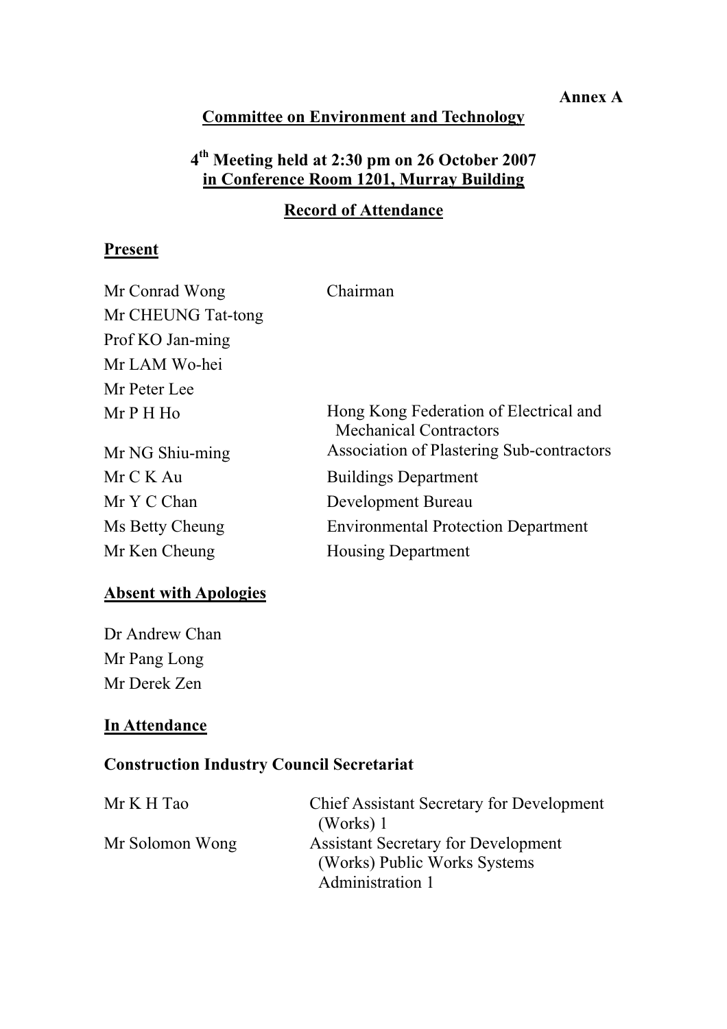**Annex A**

## Committee on Environment and Technology

### 4th Meeting held at 2:30 pm on 26 October 2007 in Conference Room 1201, Murray Building

### Record of Attendance

**Present**

| | |
|---|---|
| Mr Conrad Wong | Chairman |
| Mr CHEUNG Tat-tong | |
| Prof KO Jan-ming | |
| Mr LAM Wo-hei | |
| Mr Peter Lee | |
| Mr P H Ho | Hong Kong Federation of Electrical and Mechanical Contractors |
| Mr NG Shiu-ming | Association of Plastering Sub-contractors |
| Mr C K Au | Buildings Department |
| Mr Y C Chan | Development Bureau |
| Ms Betty Cheung | Environmental Protection Department |
| Mr Ken Cheung | Housing Department |

**Absent with Apologies**

Dr Andrew Chan
Mr Pang Long
Mr Derek Zen

**In Attendance**

**Construction Industry Council Secretariat**

| | |
|---|---|
| Mr K H Tao | Chief Assistant Secretary for Development (Works) 1 |
| Mr Solomon Wong | Assistant Secretary for Development (Works) Public Works Systems Administration 1 |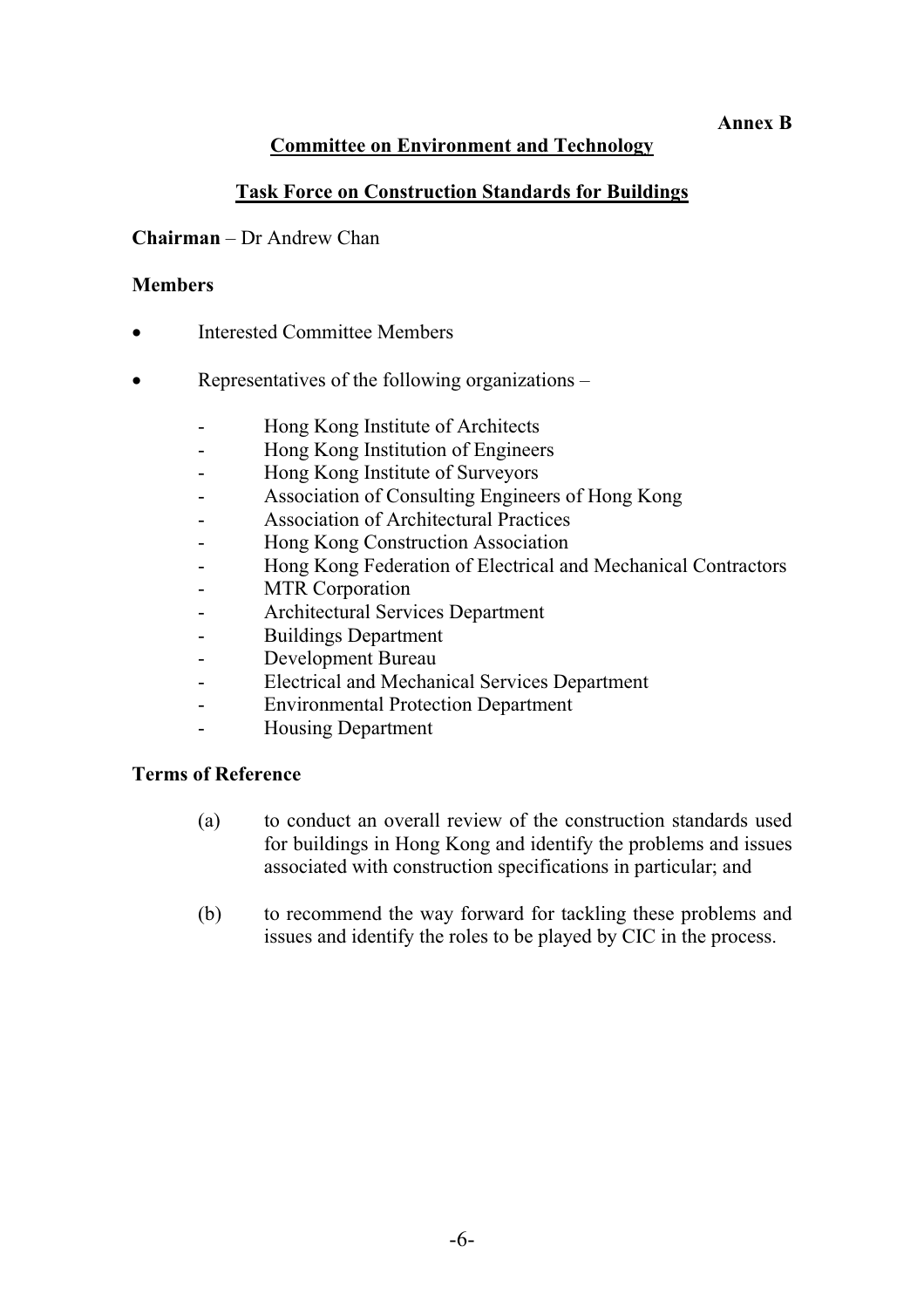**Annex B**

## Committee on Environment and Technology

## Task Force on Construction Standards for Buildings

**Chairman** – Dr Andrew Chan

**Members**

- Interested Committee Members
- Representatives of the following organizations –
    - Hong Kong Institute of Architects
    - Hong Kong Institution of Engineers
    - Hong Kong Institute of Surveyors
    - Association of Consulting Engineers of Hong Kong
    - Association of Architectural Practices
    - Hong Kong Construction Association
    - Hong Kong Federation of Electrical and Mechanical Contractors
    - MTR Corporation
    - Architectural Services Department
    - Buildings Department
    - Development Bureau
    - Electrical and Mechanical Services Department
    - Environmental Protection Department
    - Housing Department

**Terms of Reference**

(a) to conduct an overall review of the construction standards used for buildings in Hong Kong and identify the problems and issues associated with construction specifications in particular; and

(b) to recommend the way forward for tackling these problems and issues and identify the roles to be played by CIC in the process.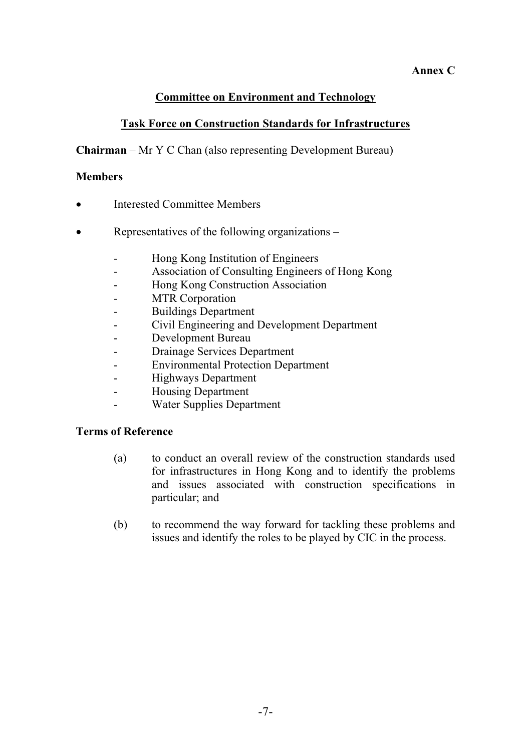**Annex C**

## Committee on Environment and Technology

## Task Force on Construction Standards for Infrastructures

**Chairman** – Mr Y C Chan (also representing Development Bureau)

**Members**

- Interested Committee Members
- Representatives of the following organizations –
  - Hong Kong Institution of Engineers
  - Association of Consulting Engineers of Hong Kong
  - Hong Kong Construction Association
  - MTR Corporation
  - Buildings Department
  - Civil Engineering and Development Department
  - Development Bureau
  - Drainage Services Department
  - Environmental Protection Department
  - Highways Department
  - Housing Department
  - Water Supplies Department

**Terms of Reference**

(a) to conduct an overall review of the construction standards used for infrastructures in Hong Kong and to identify the problems and issues associated with construction specifications in particular; and

(b) to recommend the way forward for tackling these problems and issues and identify the roles to be played by CIC in the process.